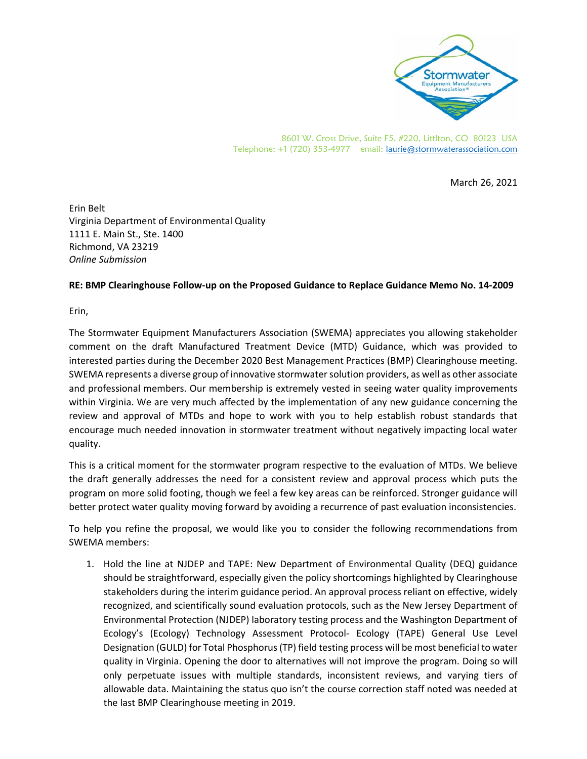8601 W. Cross Drive, Suite F5, #220, Littlton, CO 80123 USA
Telephone: +1 (720) 353-4977 email: laurie@stormwaterassociation.com

March 26, 2021

Erin Belt
Virginia Department of Environmental Quality
1111 E. Main St., Ste. 1400
Richmond, VA 23219
*Online Submission*

**RE: BMP Clearinghouse Follow-up on the Proposed Guidance to Replace Guidance Memo No. 14-2009**

Erin,

The Stormwater Equipment Manufacturers Association (SWEMA) appreciates you allowing stakeholder comment on the draft Manufactured Treatment Device (MTD) Guidance, which was provided to interested parties during the December 2020 Best Management Practices (BMP) Clearinghouse meeting. SWEMA represents a diverse group of innovative stormwater solution providers, as well as other associate and professional members. Our membership is extremely vested in seeing water quality improvements within Virginia. We are very much affected by the implementation of any new guidance concerning the review and approval of MTDs and hope to work with you to help establish robust standards that encourage much needed innovation in stormwater treatment without negatively impacting local water quality.

This is a critical moment for the stormwater program respective to the evaluation of MTDs. We believe the draft generally addresses the need for a consistent review and approval process which puts the program on more solid footing, though we feel a few key areas can be reinforced. Stronger guidance will better protect water quality moving forward by avoiding a recurrence of past evaluation inconsistencies.

To help you refine the proposal, we would like you to consider the following recommendations from SWEMA members:

1. Hold the line at NJDEP and TAPE: New Department of Environmental Quality (DEQ) guidance should be straightforward, especially given the policy shortcomings highlighted by Clearinghouse stakeholders during the interim guidance period. An approval process reliant on effective, widely recognized, and scientifically sound evaluation protocols, such as the New Jersey Department of Environmental Protection (NJDEP) laboratory testing process and the Washington Department of Ecology's (Ecology) Technology Assessment Protocol- Ecology (TAPE) General Use Level Designation (GULD) for Total Phosphorus (TP) field testing process will be most beneficial to water quality in Virginia. Opening the door to alternatives will not improve the program. Doing so will only perpetuate issues with multiple standards, inconsistent reviews, and varying tiers of allowable data. Maintaining the status quo isn't the course correction staff noted was needed at the last BMP Clearinghouse meeting in 2019.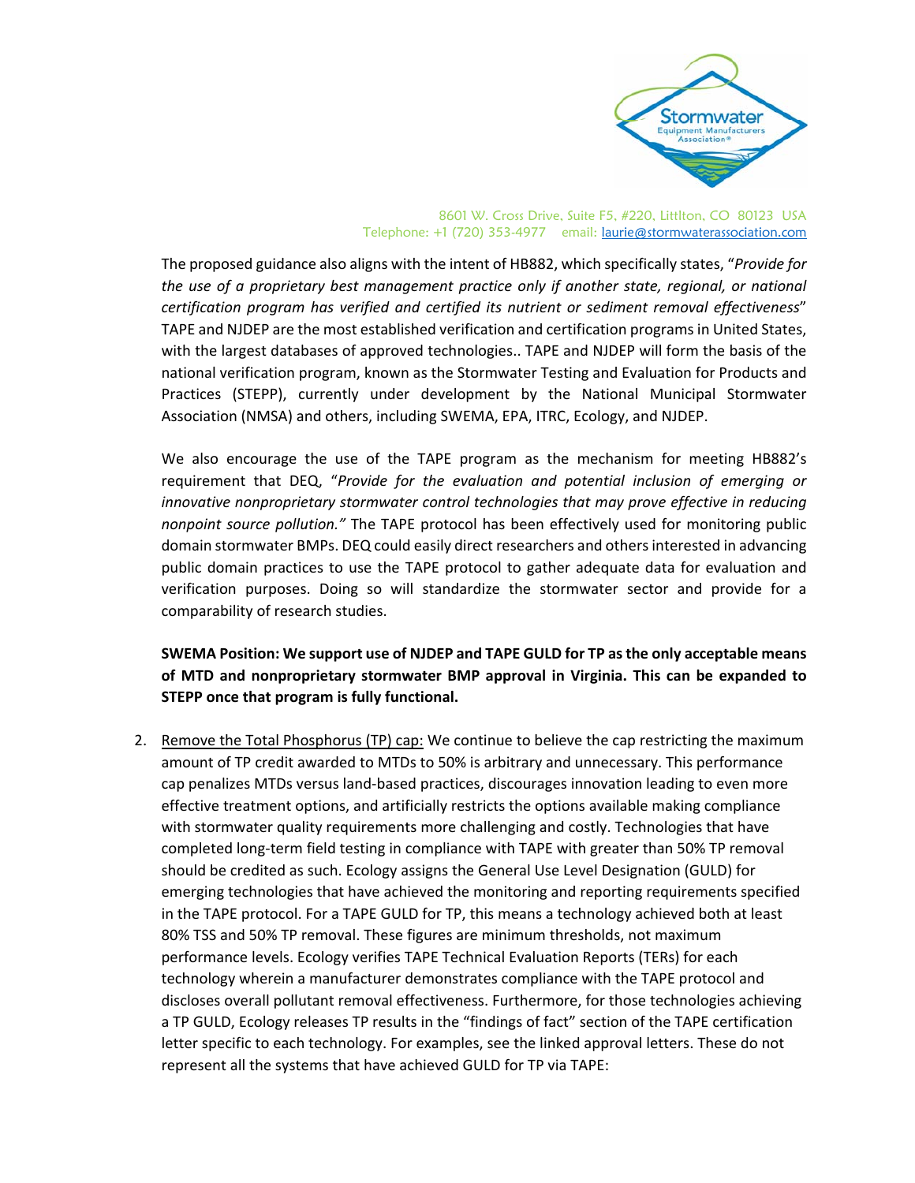The proposed guidance also aligns with the intent of HB882, which specifically states, "*Provide for the use of a proprietary best management practice only if another state, regional, or national certification program has verified and certified its nutrient or sediment removal effectiveness*" TAPE and NJDEP are the most established verification and certification programs in United States, with the largest databases of approved technologies.. TAPE and NJDEP will form the basis of the national verification program, known as the Stormwater Testing and Evaluation for Products and Practices (STEPP), currently under development by the National Municipal Stormwater Association (NMSA) and others, including SWEMA, EPA, ITRC, Ecology, and NJDEP.

We also encourage the use of the TAPE program as the mechanism for meeting HB882's requirement that DEQ, "*Provide for the evaluation and potential inclusion of emerging or innovative nonproprietary stormwater control technologies that may prove effective in reducing nonpoint source pollution.*" The TAPE protocol has been effectively used for monitoring public domain stormwater BMPs. DEQ could easily direct researchers and others interested in advancing public domain practices to use the TAPE protocol to gather adequate data for evaluation and verification purposes. Doing so will standardize the stormwater sector and provide for a comparability of research studies.

**SWEMA Position: We support use of NJDEP and TAPE GULD for TP as the only acceptable means of MTD and nonproprietary stormwater BMP approval in Virginia. This can be expanded to STEPP once that program is fully functional.**

2. Remove the Total Phosphorus (TP) cap: We continue to believe the cap restricting the maximum amount of TP credit awarded to MTDs to 50% is arbitrary and unnecessary. This performance cap penalizes MTDs versus land-based practices, discourages innovation leading to even more effective treatment options, and artificially restricts the options available making compliance with stormwater quality requirements more challenging and costly. Technologies that have completed long-term field testing in compliance with TAPE with greater than 50% TP removal should be credited as such. Ecology assigns the General Use Level Designation (GULD) for emerging technologies that have achieved the monitoring and reporting requirements specified in the TAPE protocol. For a TAPE GULD for TP, this means a technology achieved both at least 80% TSS and 50% TP removal. These figures are minimum thresholds, not maximum performance levels. Ecology verifies TAPE Technical Evaluation Reports (TERs) for each technology wherein a manufacturer demonstrates compliance with the TAPE protocol and discloses overall pollutant removal effectiveness. Furthermore, for those technologies achieving a TP GULD, Ecology releases TP results in the "findings of fact" section of the TAPE certification letter specific to each technology. For examples, see the linked approval letters. These do not represent all the systems that have achieved GULD for TP via TAPE: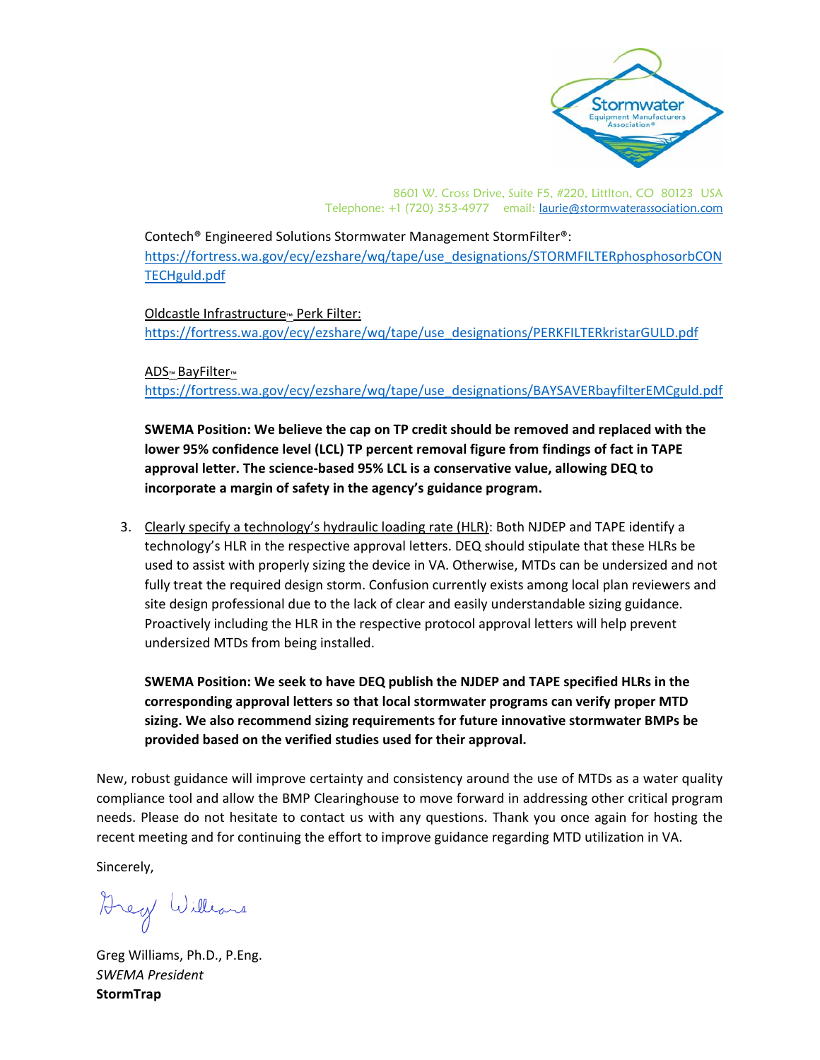Contech® Engineered Solutions Stormwater Management StormFilter®:
https://fortress.wa.gov/ecy/ezshare/wq/tape/use_designations/STORMFILTERphosphosorbCONTECHguld.pdf

Oldcastle Infrastructure™ Perk Filter:
https://fortress.wa.gov/ecy/ezshare/wq/tape/use_designations/PERKFILTERkristarGULD.pdf

ADS™ BayFilter™
https://fortress.wa.gov/ecy/ezshare/wq/tape/use_designations/BAYSAVERbayfilterEMCguld.pdf

**SWEMA Position: We believe the cap on TP credit should be removed and replaced with the lower 95% confidence level (LCL) TP percent removal figure from findings of fact in TAPE approval letter. The science-based 95% LCL is a conservative value, allowing DEQ to incorporate a margin of safety in the agency's guidance program.**

3. Clearly specify a technology's hydraulic loading rate (HLR): Both NJDEP and TAPE identify a technology's HLR in the respective approval letters. DEQ should stipulate that these HLRs be used to assist with properly sizing the device in VA. Otherwise, MTDs can be undersized and not fully treat the required design storm. Confusion currently exists among local plan reviewers and site design professional due to the lack of clear and easily understandable sizing guidance. Proactively including the HLR in the respective protocol approval letters will help prevent undersized MTDs from being installed.

   **SWEMA Position: We seek to have DEQ publish the NJDEP and TAPE specified HLRs in the corresponding approval letters so that local stormwater programs can verify proper MTD sizing. We also recommend sizing requirements for future innovative stormwater BMPs be provided based on the verified studies used for their approval.**

New, robust guidance will improve certainty and consistency around the use of MTDs as a water quality compliance tool and allow the BMP Clearinghouse to move forward in addressing other critical program needs. Please do not hesitate to contact us with any questions. Thank you once again for hosting the recent meeting and for continuing the effort to improve guidance regarding MTD utilization in VA.

Sincerely,

Greg Williams

Greg Williams, Ph.D., P.Eng.
*SWEMA President*
**StormTrap**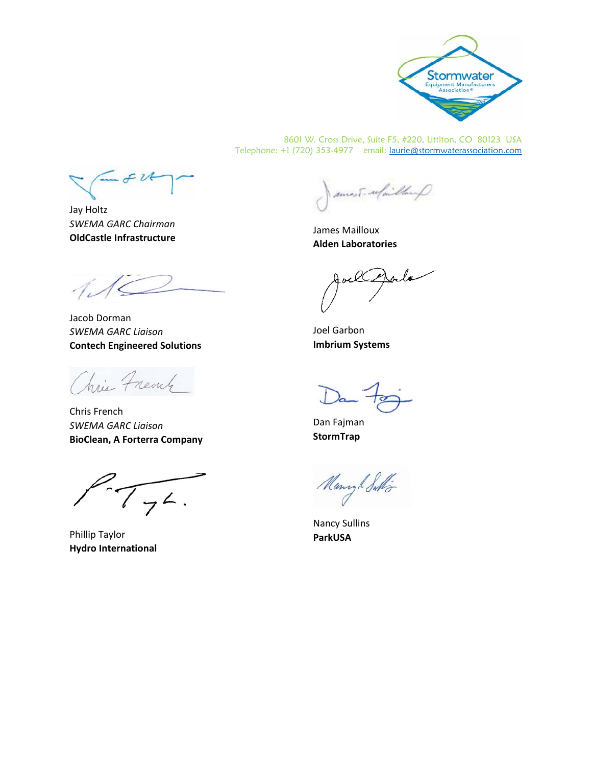8601 W. Cross Drive, Suite F5, #220, Littlton, CO 80123 USA
Telephone: +1 (720) 353-4977 email: laurie@stormwaterassociation.com

Jay Holtz
*SWEMA GARC Chairman*
**OldCastle Infrastructure**

Jacob Dorman
*SWEMA GARC Liaison*
**Contech Engineered Solutions**

Chris French
*SWEMA GARC Liaison*
**BioClean, A Forterra Company**

Phillip Taylor
**Hydro International**

James Mailloux
**Alden Laboratories**

Joel Garbon
**Imbrium Systems**

Dan Fajman
**StormTrap**

Nancy Sullins
**ParkUSA**